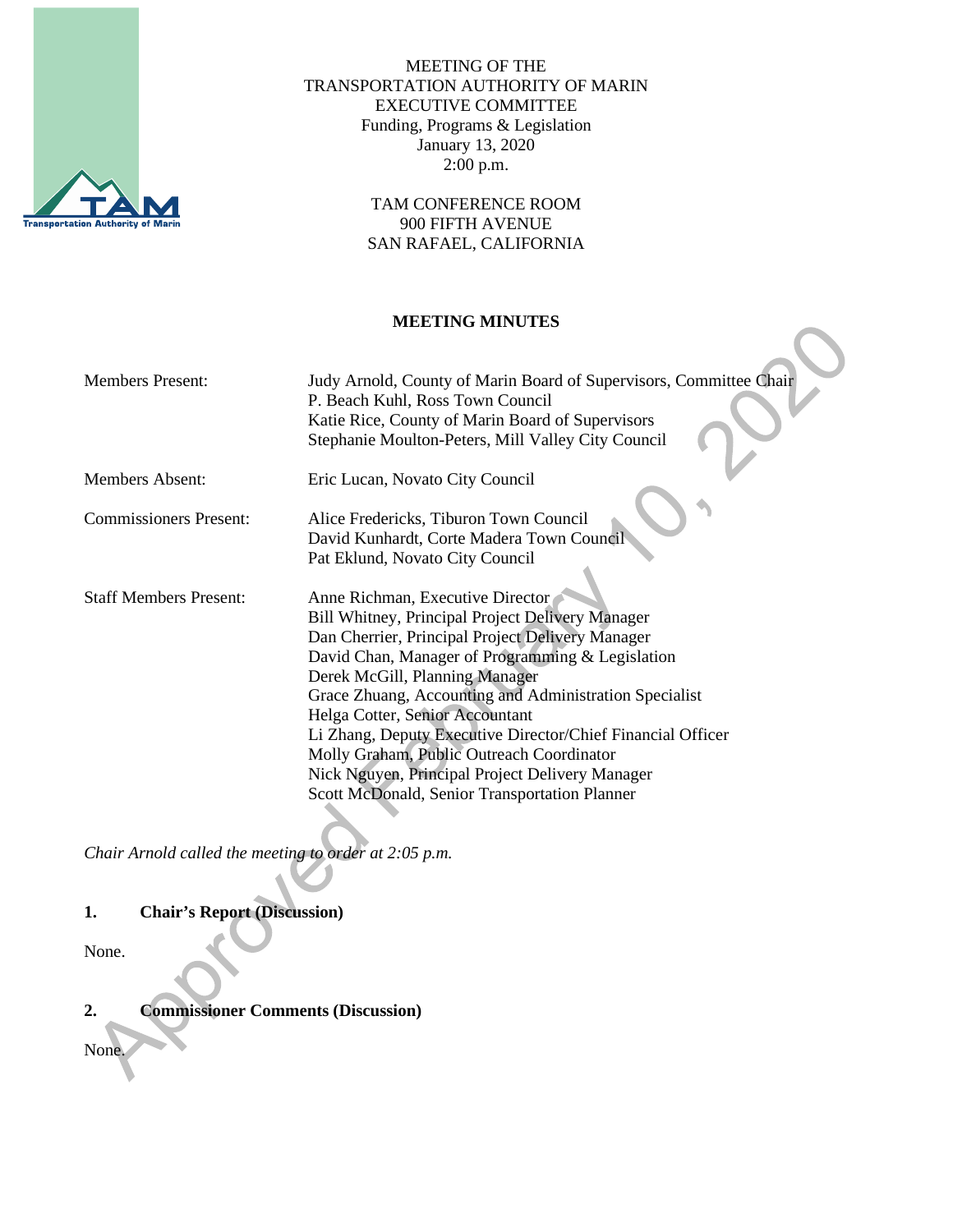MEETING OF THE
TRANSPORTATION AUTHORITY OF MARIN
EXECUTIVE COMMITTEE
Funding, Programs & Legislation
January 13, 2020
2:00 p.m.

TAM CONFERENCE ROOM
900 FIFTH AVENUE
SAN RAFAEL, CALIFORNIA

**MEETING MINUTES**

| | |
|---|---|
| Members Present: | Judy Arnold, County of Marin Board of Supervisors, Committee Chair<br>P. Beach Kuhl, Ross Town Council<br>Katie Rice, County of Marin Board of Supervisors<br>Stephanie Moulton-Peters, Mill Valley City Council |
| Members Absent: | Eric Lucan, Novato City Council |
| Commissioners Present: | Alice Fredericks, Tiburon Town Council<br>David Kunhardt, Corte Madera Town Council<br>Pat Eklund, Novato City Council |
| Staff Members Present: | Anne Richman, Executive Director<br>Bill Whitney, Principal Project Delivery Manager<br>Dan Cherrier, Principal Project Delivery Manager<br>David Chan, Manager of Programming & Legislation<br>Derek McGill, Planning Manager<br>Grace Zhuang, Accounting and Administration Specialist<br>Helga Cotter, Senior Accountant<br>Li Zhang, Deputy Executive Director/Chief Financial Officer<br>Molly Graham, Public Outreach Coordinator<br>Nick Nguyen, Principal Project Delivery Manager<br>Scott McDonald, Senior Transportation Planner |

*Chair Arnold called the meeting to order at 2:05 p.m.*

## 1. Chair's Report (Discussion)

None.

## 2. Commissioner Comments (Discussion)

None.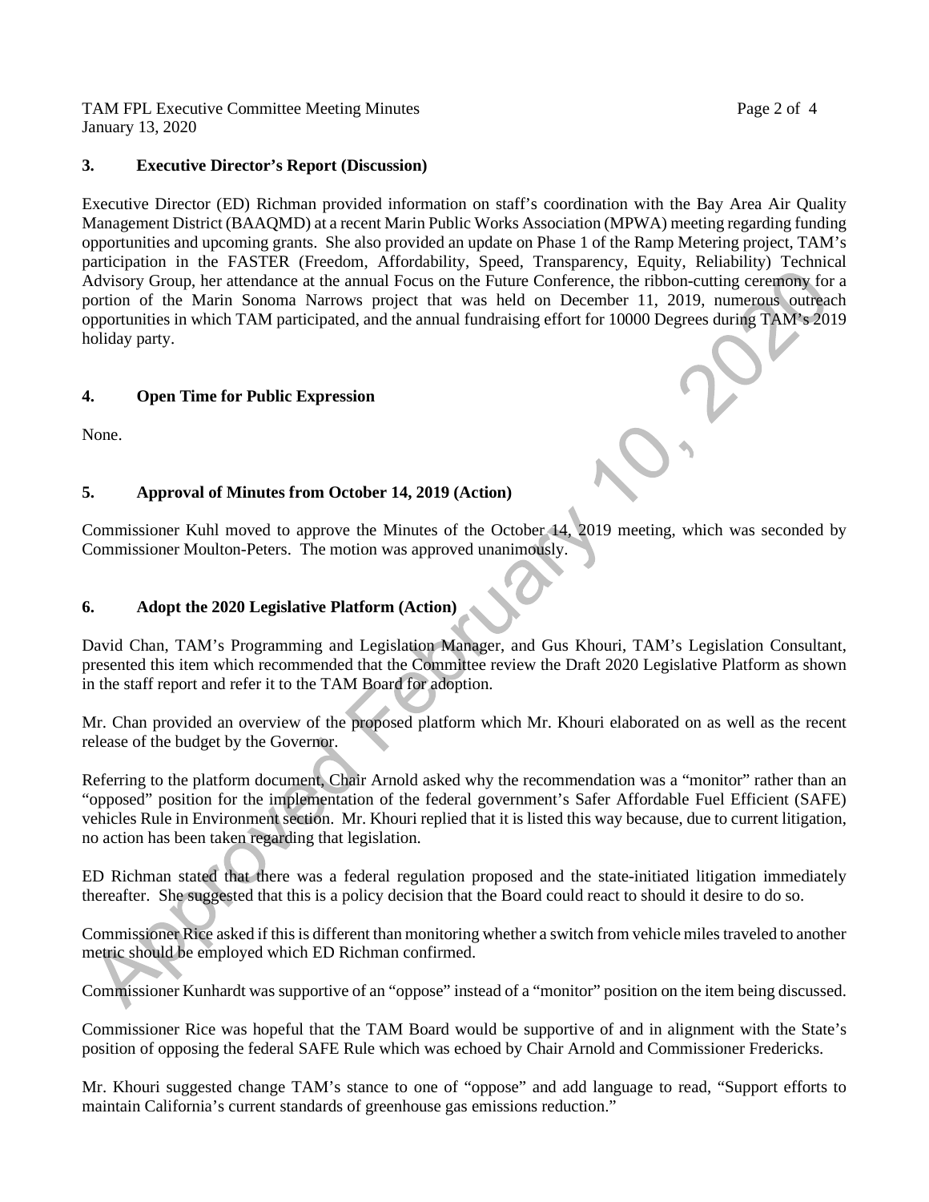### 3. Executive Director's Report (Discussion)

Executive Director (ED) Richman provided information on staff's coordination with the Bay Area Air Quality Management District (BAAQMD) at a recent Marin Public Works Association (MPWA) meeting regarding funding opportunities and upcoming grants. She also provided an update on Phase 1 of the Ramp Metering project, TAM's participation in the FASTER (Freedom, Affordability, Speed, Transparency, Equity, Reliability) Technical Advisory Group, her attendance at the annual Focus on the Future Conference, the ribbon-cutting ceremony for a portion of the Marin Sonoma Narrows project that was held on December 11, 2019, numerous outreach opportunities in which TAM participated, and the annual fundraising effort for 10000 Degrees during TAM's 2019 holiday party.

### 4. Open Time for Public Expression

None.

### 5. Approval of Minutes from October 14, 2019 (Action)

Commissioner Kuhl moved to approve the Minutes of the October 14, 2019 meeting, which was seconded by Commissioner Moulton-Peters. The motion was approved unanimously.

### 6. Adopt the 2020 Legislative Platform (Action)

David Chan, TAM's Programming and Legislation Manager, and Gus Khouri, TAM's Legislation Consultant, presented this item which recommended that the Committee review the Draft 2020 Legislative Platform as shown in the staff report and refer it to the TAM Board for adoption.

Mr. Chan provided an overview of the proposed platform which Mr. Khouri elaborated on as well as the recent release of the budget by the Governor.

Referring to the platform document, Chair Arnold asked why the recommendation was a "monitor" rather than an "opposed" position for the implementation of the federal government's Safer Affordable Fuel Efficient (SAFE) vehicles Rule in Environment section. Mr. Khouri replied that it is listed this way because, due to current litigation, no action has been taken regarding that legislation.

ED Richman stated that there was a federal regulation proposed and the state-initiated litigation immediately thereafter. She suggested that this is a policy decision that the Board could react to should it desire to do so.

Commissioner Rice asked if this is different than monitoring whether a switch from vehicle miles traveled to another metric should be employed which ED Richman confirmed.

Commissioner Kunhardt was supportive of an "oppose" instead of a "monitor" position on the item being discussed.

Commissioner Rice was hopeful that the TAM Board would be supportive of and in alignment with the State's position of opposing the federal SAFE Rule which was echoed by Chair Arnold and Commissioner Fredericks.

Mr. Khouri suggested change TAM's stance to one of "oppose" and add language to read, "Support efforts to maintain California's current standards of greenhouse gas emissions reduction."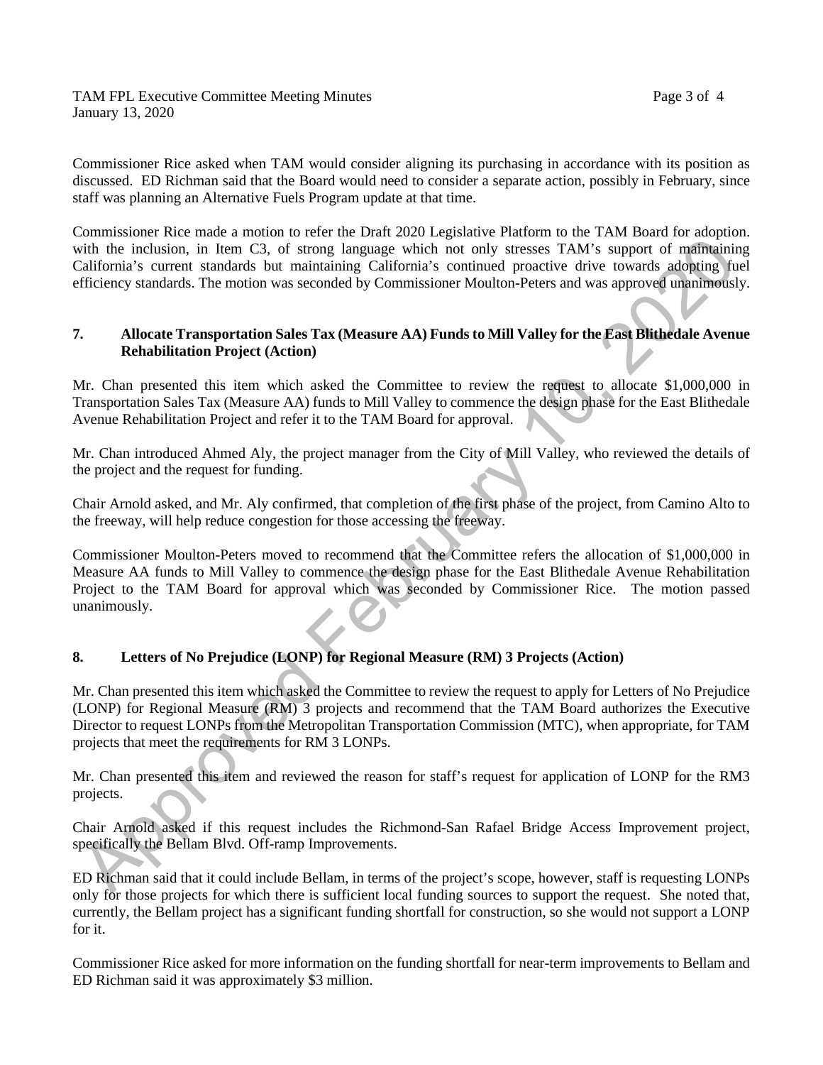Commissioner Rice asked when TAM would consider aligning its purchasing in accordance with its position as discussed. ED Richman said that the Board would need to consider a separate action, possibly in February, since staff was planning an Alternative Fuels Program update at that time.

Commissioner Rice made a motion to refer the Draft 2020 Legislative Platform to the TAM Board for adoption, with the inclusion, in Item C3, of strong language which not only stresses TAM's support of maintaining California's current standards but maintaining California's continued proactive drive towards adopting fuel efficiency standards. The motion was seconded by Commissioner Moulton-Peters and was approved unanimously.

## 7. Allocate Transportation Sales Tax (Measure AA) Funds to Mill Valley for the East Blithedale Avenue Rehabilitation Project (Action)

Mr. Chan presented this item which asked the Committee to review the request to allocate $1,000,000 in Transportation Sales Tax (Measure AA) funds to Mill Valley to commence the design phase for the East Blithedale Avenue Rehabilitation Project and refer it to the TAM Board for approval.

Mr. Chan introduced Ahmed Aly, the project manager from the City of Mill Valley, who reviewed the details of the project and the request for funding.

Chair Arnold asked, and Mr. Aly confirmed, that completion of the first phase of the project, from Camino Alto to the freeway, will help reduce congestion for those accessing the freeway.

Commissioner Moulton-Peters moved to recommend that the Committee refers the allocation of $1,000,000 in Measure AA funds to Mill Valley to commence the design phase for the East Blithedale Avenue Rehabilitation Project to the TAM Board for approval which was seconded by Commissioner Rice. The motion passed unanimously.

## 8. Letters of No Prejudice (LONP) for Regional Measure (RM) 3 Projects (Action)

Mr. Chan presented this item which asked the Committee to review the request to apply for Letters of No Prejudice (LONP) for Regional Measure (RM) 3 projects and recommend that the TAM Board authorizes the Executive Director to request LONPs from the Metropolitan Transportation Commission (MTC), when appropriate, for TAM projects that meet the requirements for RM 3 LONPs.

Mr. Chan presented this item and reviewed the reason for staff's request for application of LONP for the RM3 projects.

Chair Arnold asked if this request includes the Richmond-San Rafael Bridge Access Improvement project, specifically the Bellam Blvd. Off-ramp Improvements.

ED Richman said that it could include Bellam, in terms of the project's scope, however, staff is requesting LONPs only for those projects for which there is sufficient local funding sources to support the request. She noted that, currently, the Bellam project has a significant funding shortfall for construction, so she would not support a LONP for it.

Commissioner Rice asked for more information on the funding shortfall for near-term improvements to Bellam and ED Richman said it was approximately $3 million.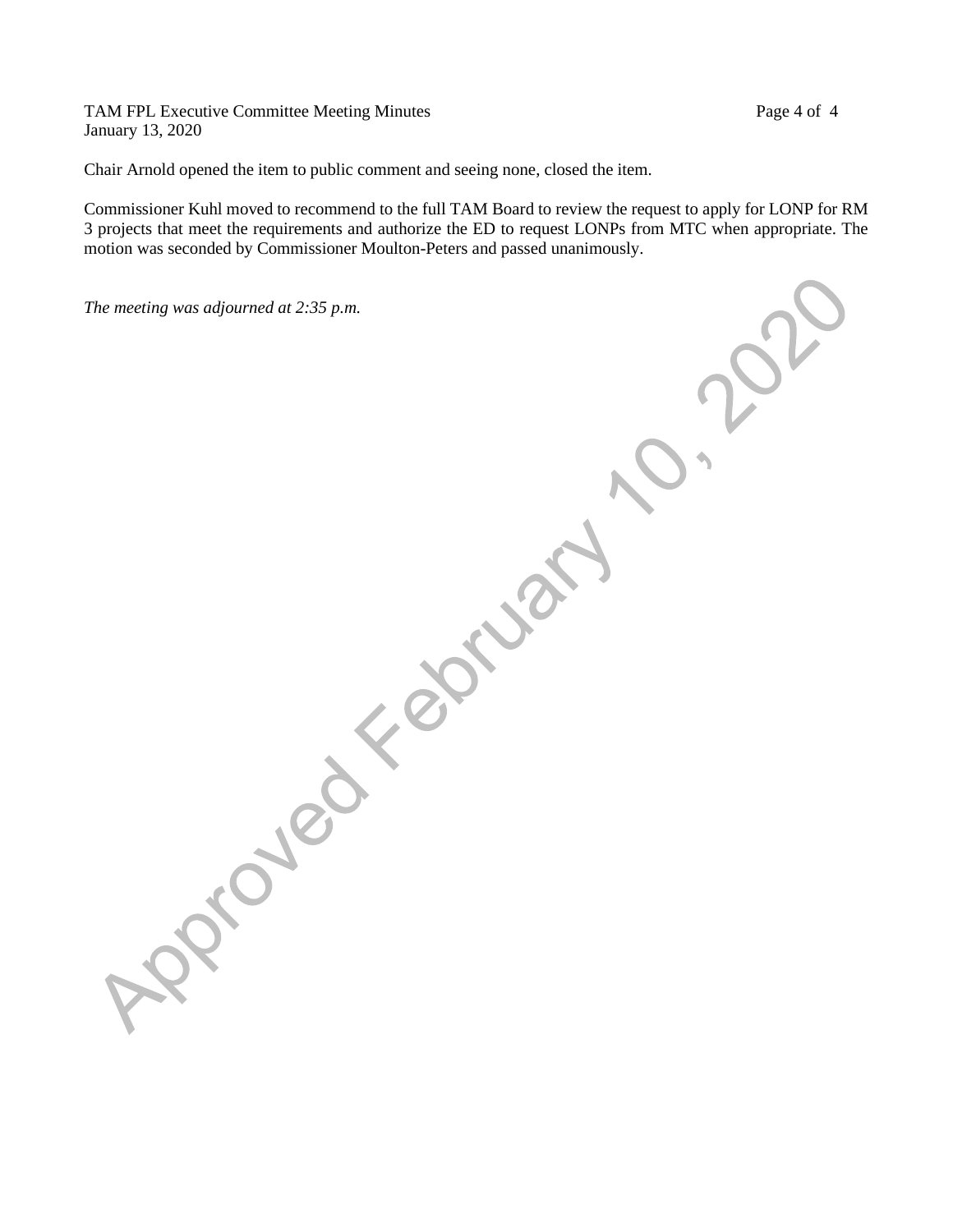Chair Arnold opened the item to public comment and seeing none, closed the item.

Commissioner Kuhl moved to recommend to the full TAM Board to review the request to apply for LONP for RM 3 projects that meet the requirements and authorize the ED to request LONPs from MTC when appropriate. The motion was seconded by Commissioner Moulton-Peters and passed unanimously.

*The meeting was adjourned at 2:35 p.m.*

Approved February 10, 2020